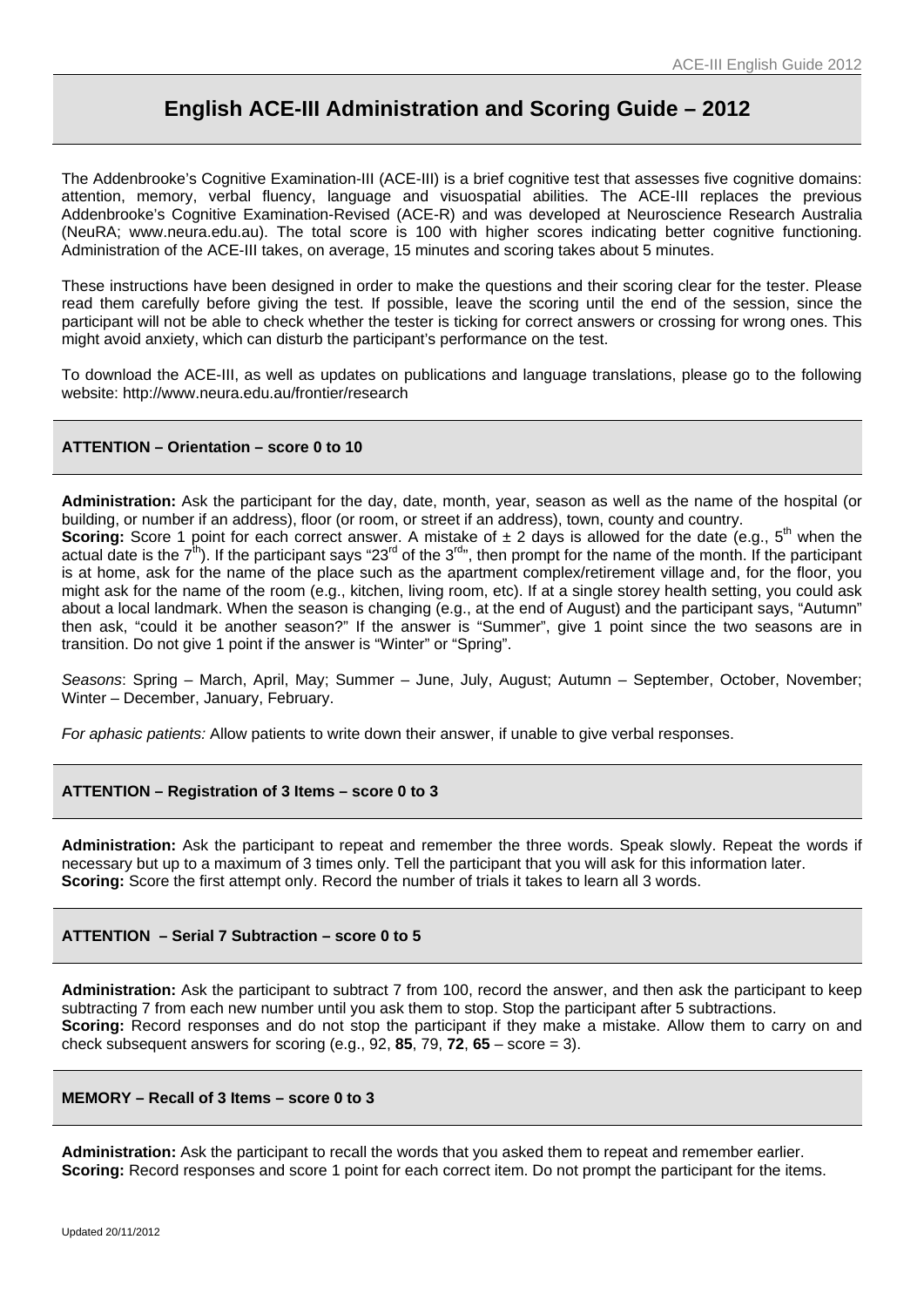# English ACE-III Administration and Scoring Guide – 2012

The Addenbrooke's Cognitive Examination-III (ACE-III) is a brief cognitive test that assesses five cognitive domains: attention, memory, verbal fluency, language and visuospatial abilities. The ACE-III replaces the previous Addenbrooke's Cognitive Examination-Revised (ACE-R) and was developed at Neuroscience Research Australia (NeuRA; www.neura.edu.au). The total score is 100 with higher scores indicating better cognitive functioning. Administration of the ACE-III takes, on average, 15 minutes and scoring takes about 5 minutes.

These instructions have been designed in order to make the questions and their scoring clear for the tester. Please read them carefully before giving the test. If possible, leave the scoring until the end of the session, since the participant will not be able to check whether the tester is ticking for correct answers or crossing for wrong ones. This might avoid anxiety, which can disturb the participant's performance on the test.

To download the ACE-III, as well as updates on publications and language translations, please go to the following website: http://www.neura.edu.au/frontier/research

## ATTENTION – Orientation – score 0 to 10

**Administration:** Ask the participant for the day, date, month, year, season as well as the name of the hospital (or building, or number if an address), floor (or room, or street if an address), town, county and country.
**Scoring:** Score 1 point for each correct answer. A mistake of ± 2 days is allowed for the date (e.g., 5th when the actual date is the 7th). If the participant says "23rd of the 3rd", then prompt for the name of the month. If the participant is at home, ask for the name of the place such as the apartment complex/retirement village and, for the floor, you might ask for the name of the room (e.g., kitchen, living room, etc). If at a single storey health setting, you could ask about a local landmark. When the season is changing (e.g., at the end of August) and the participant says, "Autumn" then ask, "could it be another season?" If the answer is "Summer", give 1 point since the two seasons are in transition. Do not give 1 point if the answer is "Winter" or "Spring".

*Seasons*: Spring – March, April, May; Summer – June, July, August; Autumn – September, October, November; Winter – December, January, February.

*For aphasic patients:* Allow patients to write down their answer, if unable to give verbal responses.

## ATTENTION – Registration of 3 Items – score 0 to 3

**Administration:** Ask the participant to repeat and remember the three words. Speak slowly. Repeat the words if necessary but up to a maximum of 3 times only. Tell the participant that you will ask for this information later.
**Scoring:** Score the first attempt only. Record the number of trials it takes to learn all 3 words.

## ATTENTION – Serial 7 Subtraction – score 0 to 5

**Administration:** Ask the participant to subtract 7 from 100, record the answer, and then ask the participant to keep subtracting 7 from each new number until you ask them to stop. Stop the participant after 5 subtractions.
**Scoring:** Record responses and do not stop the participant if they make a mistake. Allow them to carry on and check subsequent answers for scoring (e.g., 92, **85**, 79, **72**, **65** – score = 3).

## MEMORY – Recall of 3 Items – score 0 to 3

**Administration:** Ask the participant to recall the words that you asked them to repeat and remember earlier.
**Scoring:** Record responses and score 1 point for each correct item. Do not prompt the participant for the items.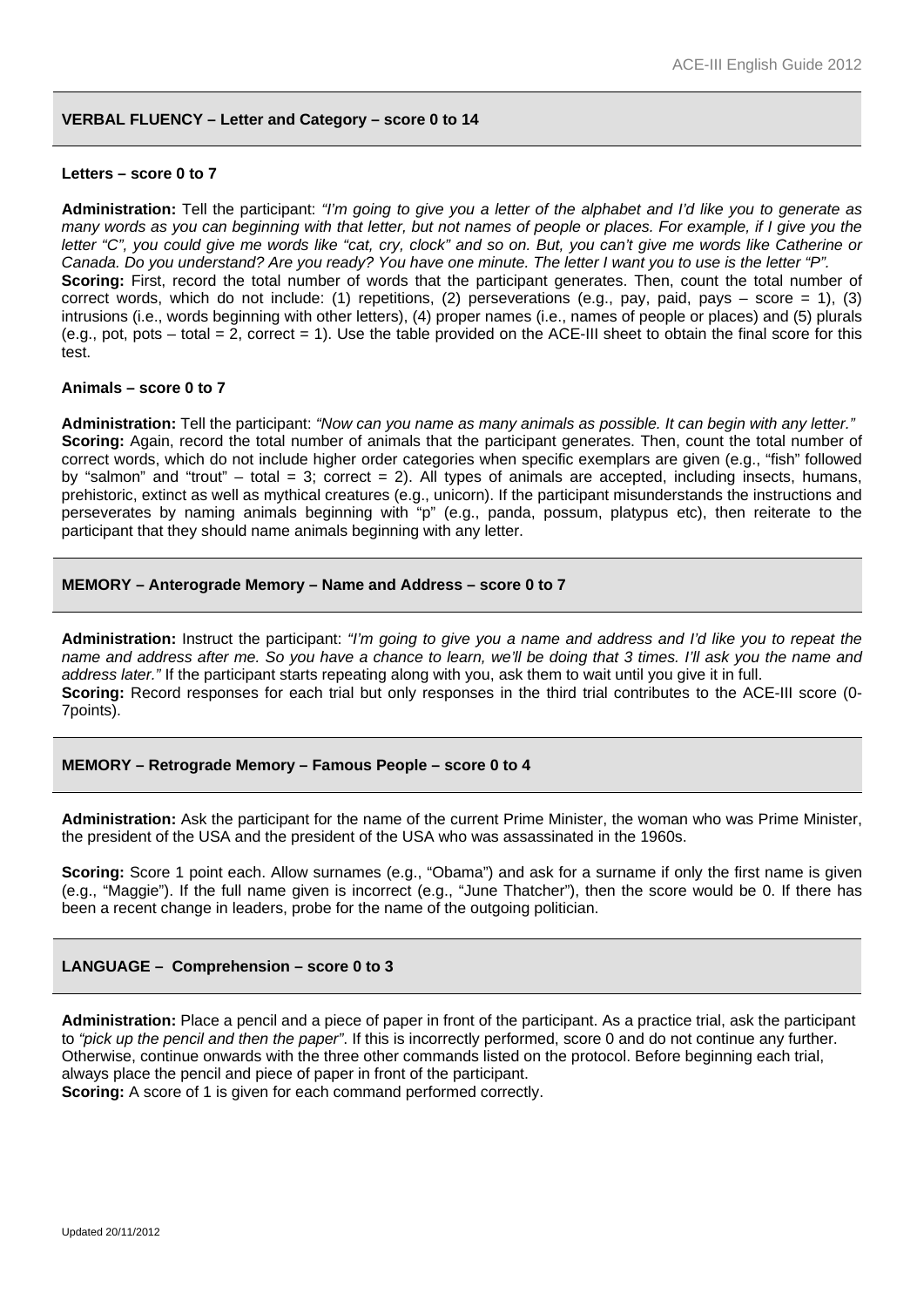## VERBAL FLUENCY – Letter and Category – score 0 to 14

### Letters – score 0 to 7

**Administration:** Tell the participant: *"I'm going to give you a letter of the alphabet and I'd like you to generate as many words as you can beginning with that letter, but not names of people or places. For example, if I give you the letter "C", you could give me words like "cat, cry, clock" and so on. But, you can't give me words like Catherine or Canada. Do you understand? Are you ready? You have one minute. The letter I want you to use is the letter "P".*

**Scoring:** First, record the total number of words that the participant generates. Then, count the total number of correct words, which do not include: (1) repetitions, (2) perseverations (e.g., pay, paid, pays – score = 1), (3) intrusions (i.e., words beginning with other letters), (4) proper names (i.e., names of people or places) and (5) plurals (e.g., pot, pots – total = 2, correct = 1). Use the table provided on the ACE-III sheet to obtain the final score for this test.

### Animals – score 0 to 7

**Administration:** Tell the participant: *"Now can you name as many animals as possible. It can begin with any letter."*

**Scoring:** Again, record the total number of animals that the participant generates. Then, count the total number of correct words, which do not include higher order categories when specific exemplars are given (e.g., "fish" followed by "salmon" and "trout" – total = 3; correct = 2). All types of animals are accepted, including insects, humans, prehistoric, extinct as well as mythical creatures (e.g., unicorn). If the participant misunderstands the instructions and perseverates by naming animals beginning with "p" (e.g., panda, possum, platypus etc), then reiterate to the participant that they should name animals beginning with any letter.

## MEMORY – Anterograde Memory – Name and Address – score 0 to 7

**Administration:** Instruct the participant: *"I'm going to give you a name and address and I'd like you to repeat the name and address after me. So you have a chance to learn, we'll be doing that 3 times. I'll ask you the name and address later."* If the participant starts repeating along with you, ask them to wait until you give it in full.

**Scoring:** Record responses for each trial but only responses in the third trial contributes to the ACE-III score (0-7points).

## MEMORY – Retrograde Memory – Famous People – score 0 to 4

**Administration:** Ask the participant for the name of the current Prime Minister, the woman who was Prime Minister, the president of the USA and the president of the USA who was assassinated in the 1960s.

**Scoring:** Score 1 point each. Allow surnames (e.g., "Obama") and ask for a surname if only the first name is given (e.g., "Maggie"). If the full name given is incorrect (e.g., "June Thatcher"), then the score would be 0. If there has been a recent change in leaders, probe for the name of the outgoing politician.

## LANGUAGE – Comprehension – score 0 to 3

**Administration:** Place a pencil and a piece of paper in front of the participant. As a practice trial, ask the participant to *"pick up the pencil and then the paper"*. If this is incorrectly performed, score 0 and do not continue any further. Otherwise, continue onwards with the three other commands listed on the protocol. Before beginning each trial, always place the pencil and piece of paper in front of the participant.

**Scoring:** A score of 1 is given for each command performed correctly.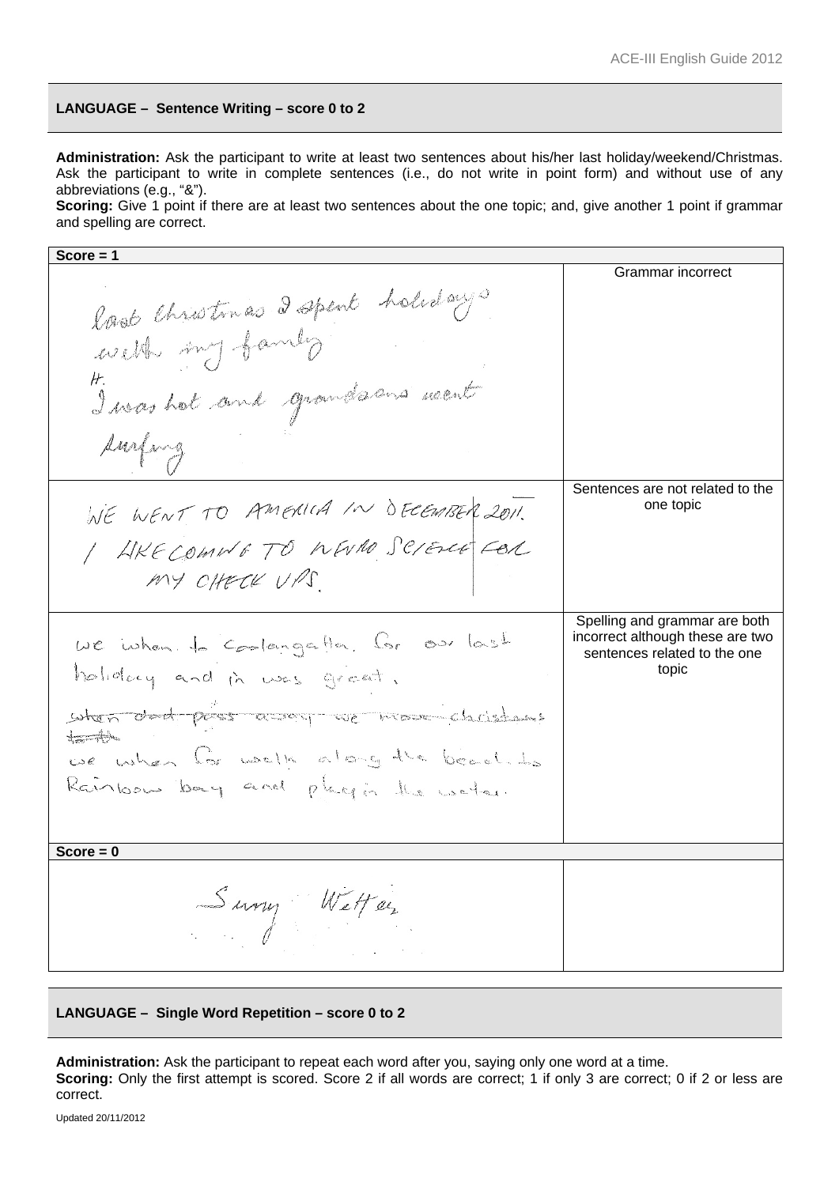## LANGUAGE – Sentence Writing – score 0 to 2

**Administration:** Ask the participant to write at least two sentences about his/her last holiday/weekend/Christmas. Ask the participant to write in complete sentences (i.e., do not write in point form) and without use of any abbreviations (e.g., "&").
**Scoring:** Give 1 point if there are at least two sentences about the one topic; and, give another 1 point if grammar and spelling are correct.

| Score = 1 | |
|---|---|
| last Christmas I spent holidays with my family. It was hot and grandsons went surfing | Grammar incorrect |
| WE WENT TO AMERICA IN DECEMBER 2011. I LIKE COMING TO NEURO SCIENCE FOR MY CHECK UPS. | Sentences are not related to the one topic |
| we when to Coolangatta for our last holiday and in was great. ~~when dad pass away we move christmas to the~~ we when for walk along the beach to Rainbow bay and play in the water. | Spelling and grammar are both incorrect although these are two sentences related to the one topic |
| **Score = 0** | |
| Sunny Wetter | |

## LANGUAGE – Single Word Repetition – score 0 to 2

**Administration:** Ask the participant to repeat each word after you, saying only one word at a time.
**Scoring:** Only the first attempt is scored. Score 2 if all words are correct; 1 if only 3 are correct; 0 if 2 or less are correct.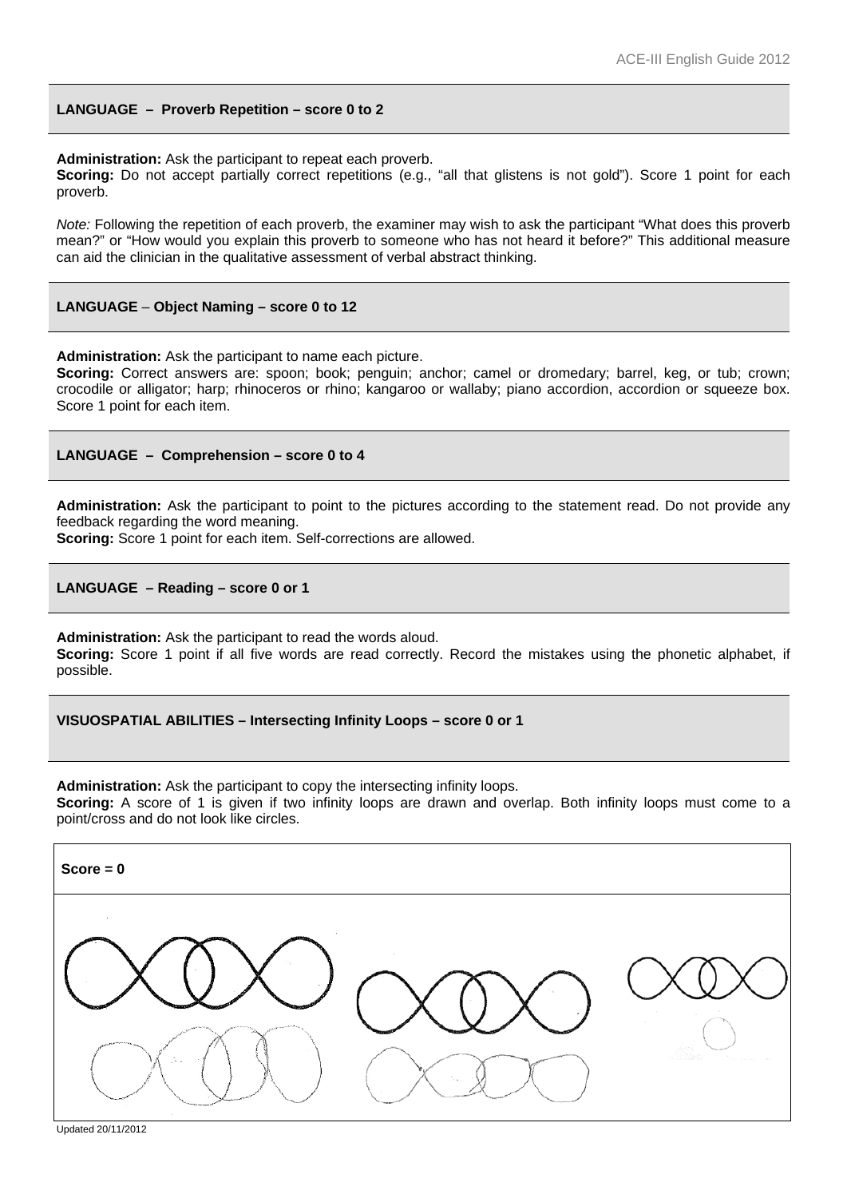## LANGUAGE – Proverb Repetition – score 0 to 2

**Administration:** Ask the participant to repeat each proverb.
**Scoring:** Do not accept partially correct repetitions (e.g., "all that glistens is not gold"). Score 1 point for each proverb.

*Note:* Following the repetition of each proverb, the examiner may wish to ask the participant "What does this proverb mean?" or "How would you explain this proverb to someone who has not heard it before?" This additional measure can aid the clinician in the qualitative assessment of verbal abstract thinking.

## LANGUAGE – Object Naming – score 0 to 12

**Administration:** Ask the participant to name each picture.
**Scoring:** Correct answers are: spoon; book; penguin; anchor; camel or dromedary; barrel, keg, or tub; crown; crocodile or alligator; harp; rhinoceros or rhino; kangaroo or wallaby; piano accordion, accordion or squeeze box. Score 1 point for each item.

## LANGUAGE – Comprehension – score 0 to 4

**Administration:** Ask the participant to point to the pictures according to the statement read. Do not provide any feedback regarding the word meaning.
**Scoring:** Score 1 point for each item. Self-corrections are allowed.

## LANGUAGE – Reading – score 0 or 1

**Administration:** Ask the participant to read the words aloud.
**Scoring:** Score 1 point if all five words are read correctly. Record the mistakes using the phonetic alphabet, if possible.

## VISUOSPATIAL ABILITIES – Intersecting Infinity Loops – score 0 or 1

**Administration:** Ask the participant to copy the intersecting infinity loops.
**Scoring:** A score of 1 is given if two infinity loops are drawn and overlap. Both infinity loops must come to a point/cross and do not look like circles.

**Score = 0**

Updated 20/11/2012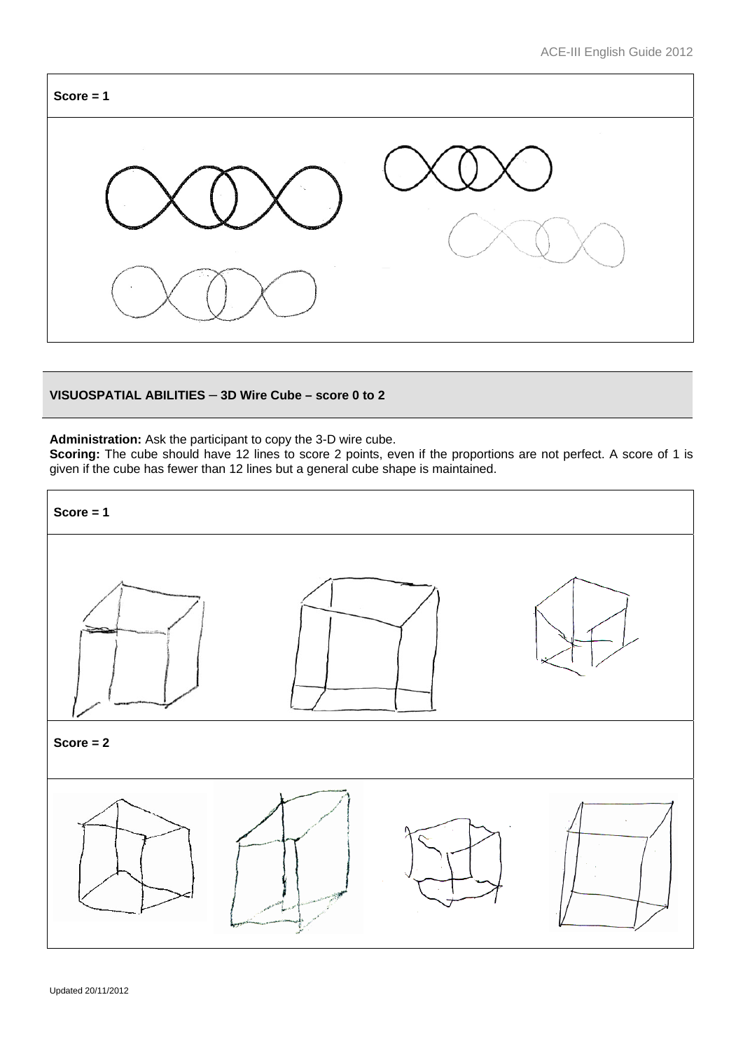**Score = 1**

## VISUOSPATIAL ABILITIES – 3D Wire Cube – score 0 to 2

**Administration:** Ask the participant to copy the 3-D wire cube.

**Scoring:** The cube should have 12 lines to score 2 points, even if the proportions are not perfect. A score of 1 is given if the cube has fewer than 12 lines but a general cube shape is maintained.

**Score = 1**

**Score = 2**

Updated 20/11/2012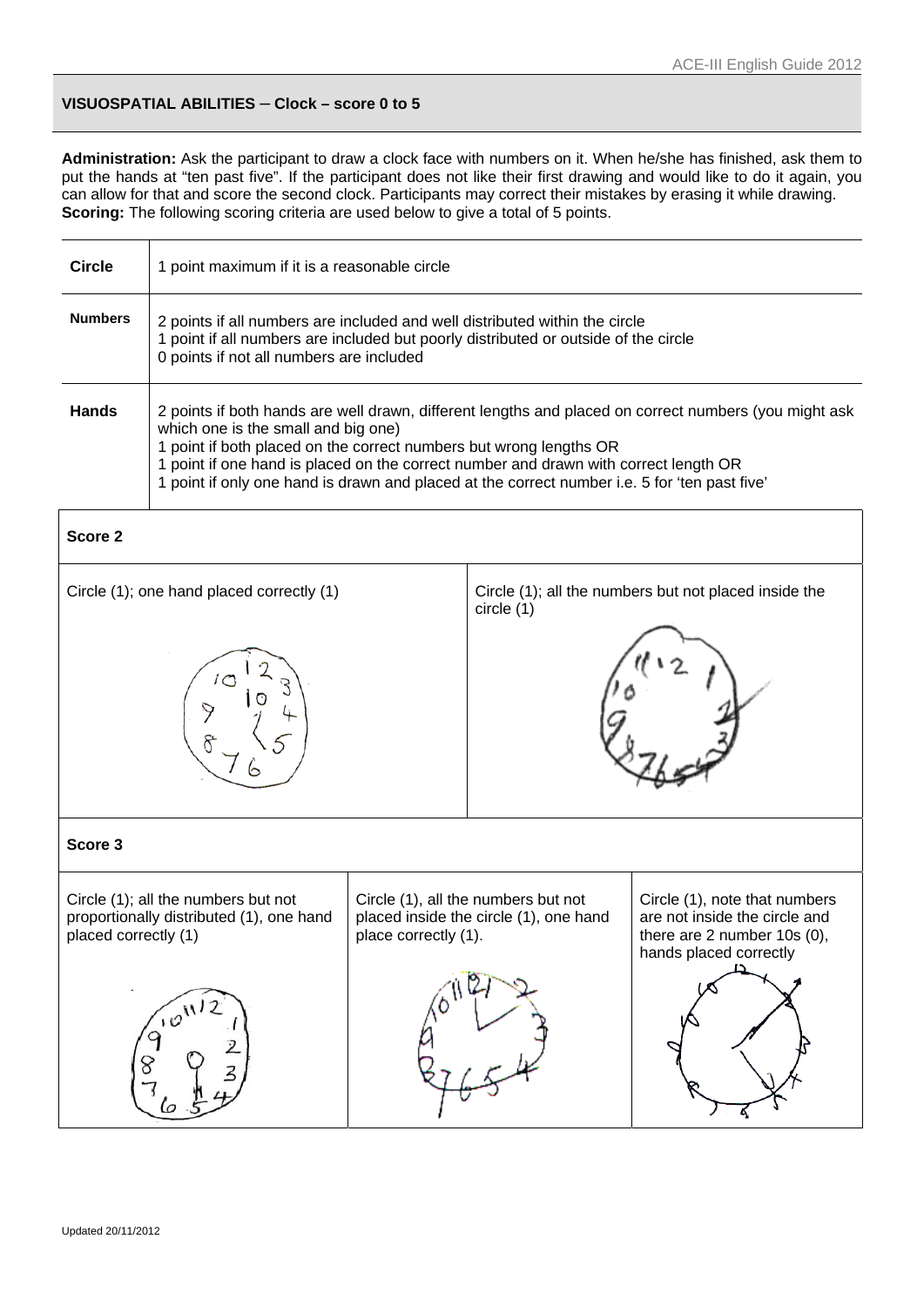## VISUOSPATIAL ABILITIES – Clock – score 0 to 5

**Administration:** Ask the participant to draw a clock face with numbers on it. When he/she has finished, ask them to put the hands at "ten past five". If the participant does not like their first drawing and would like to do it again, you can allow for that and score the second clock. Participants may correct their mistakes by erasing it while drawing.
**Scoring:** The following scoring criteria are used below to give a total of 5 points.

| | |
|---|---|
| **Circle** | 1 point maximum if it is a reasonable circle |
| **Numbers** | 2 points if all numbers are included and well distributed within the circle<br>1 point if all numbers are included but poorly distributed or outside of the circle<br>0 points if not all numbers are included |
| **Hands** | 2 points if both hands are well drawn, different lengths and placed on correct numbers (you might ask which one is the small and big one)<br>1 point if both placed on the correct numbers but wrong lengths OR<br>1 point if one hand is placed on the correct number and drawn with correct length OR<br>1 point if only one hand is drawn and placed at the correct number i.e. 5 for 'ten past five' |

### Score 2

| | |
|---|---|
| Circle (1); one hand placed correctly (1) | Circle (1); all the numbers but not placed inside the circle (1) |

### Score 3

| | | |
|---|---|---|
| Circle (1); all the numbers but not proportionally distributed (1), one hand placed correctly (1) | Circle (1), all the numbers but not placed inside the circle (1), one hand place correctly (1). | Circle (1), note that numbers are not inside the circle and there are 2 number 10s (0), hands placed correctly |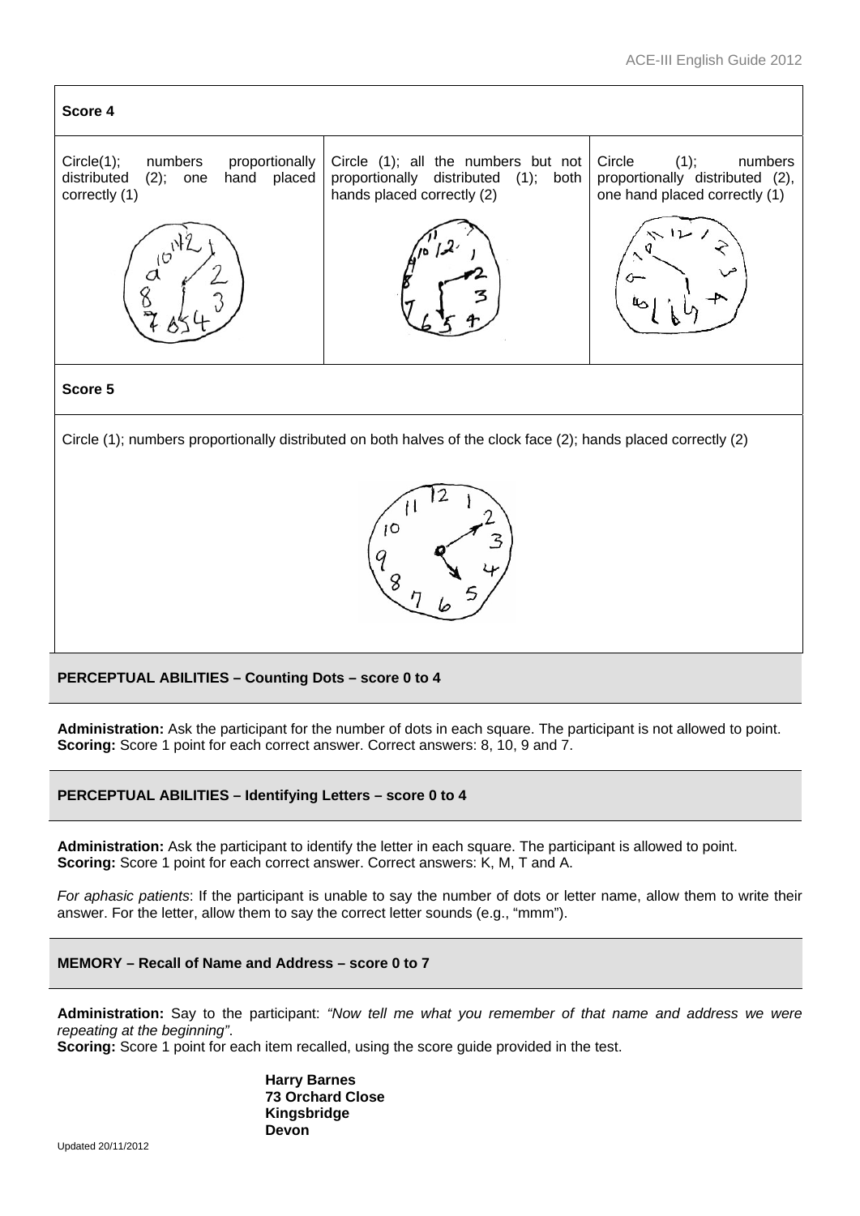| Score 4 | | |
|---|---|---|
| Circle(1); numbers proportionally distributed (2); one hand placed correctly (1) | Circle (1); all the numbers but not proportionally distributed (1); both hands placed correctly (2) | Circle (1); numbers proportionally distributed (2), one hand placed correctly (1) |

| Score 5 |
|---|
| Circle (1); numbers proportionally distributed on both halves of the clock face (2); hands placed correctly (2) |

### PERCEPTUAL ABILITIES – Counting Dots – score 0 to 4

**Administration:** Ask the participant for the number of dots in each square. The participant is not allowed to point.
**Scoring:** Score 1 point for each correct answer. Correct answers: 8, 10, 9 and 7.

### PERCEPTUAL ABILITIES – Identifying Letters – score 0 to 4

**Administration:** Ask the participant to identify the letter in each square. The participant is allowed to point.
**Scoring:** Score 1 point for each correct answer. Correct answers: K, M, T and A.

*For aphasic patients*: If the participant is unable to say the number of dots or letter name, allow them to write their answer. For the letter, allow them to say the correct letter sounds (e.g., "mmm").

### MEMORY – Recall of Name and Address – score 0 to 7

**Administration:** Say to the participant: *"Now tell me what you remember of that name and address we were repeating at the beginning"*.
**Scoring:** Score 1 point for each item recalled, using the score guide provided in the test.

**Harry Barnes**
**73 Orchard Close**
**Kingsbridge**
**Devon**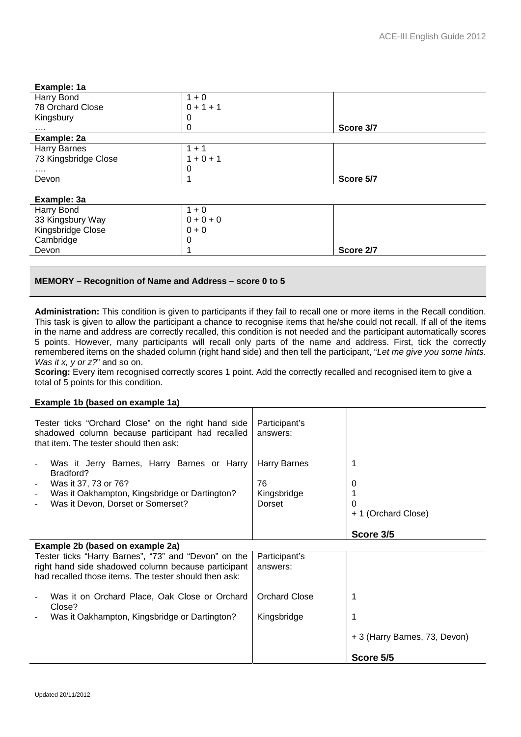**Example: 1a**

| | | |
|---|---|---|
| Harry Bond | 1 + 0 | |
| 78 Orchard Close | 0 + 1 + 1 | |
| Kingsbury | 0 | |
| …. | 0 | **Score 3/7** |

**Example: 2a**

| | | |
|---|---|---|
| Harry Barnes | 1 + 1 | |
| 73 Kingsbridge Close | 1 + 0 + 1 | |
| …. | 0 | |
| Devon | 1 | **Score 5/7** |

**Example: 3a**

| | | |
|---|---|---|
| Harry Bond | 1 + 0 | |
| 33 Kingsbury Way | 0 + 0 + 0 | |
| Kingsbridge Close | 0 + 0 | |
| Cambridge | 0 | |
| Devon | 1 | **Score 2/7** |

## MEMORY – Recognition of Name and Address – score 0 to 5

**Administration:** This condition is given to participants if they fail to recall one or more items in the Recall condition. This task is given to allow the participant a chance to recognise items that he/she could not recall. If all of the items in the name and address are correctly recalled, this condition is not needed and the participant automatically scores 5 points. However, many participants will recall only parts of the name and address. First, tick the correctly remembered items on the shaded column (right hand side) and then tell the participant, "*Let me give you some hints. Was it x, y or z?*" and so on.

**Scoring:** Every item recognised correctly scores 1 point. Add the correctly recalled and recognised item to give a total of 5 points for this condition.

**Example 1b (based on example 1a)**

| | | |
|---|---|---|
| Tester ticks "Orchard Close" on the right hand side shadowed column because participant had recalled that item. The tester should then ask: | Participant's answers: | |
| - Was it Jerry Barnes, Harry Barnes or Harry Bradford? | Harry Barnes | 1 |
| - Was it 37, 73 or 76? | 76 | 0 |
| - Was it Oakhampton, Kingsbridge or Dartington? | Kingsbridge | 1 |
| - Was it Devon, Dorset or Somerset? | Dorset | 0 |
| | | + 1 (Orchard Close) |
| | | **Score 3/5** |

**Example 2b (based on example 2a)**

| | | |
|---|---|---|
| Tester ticks "Harry Barnes", "73" and "Devon" on the right hand side shadowed column because participant had recalled those items. The tester should then ask: | Participant's answers: | |
| - Was it on Orchard Place, Oak Close or Orchard Close? | Orchard Close | 1 |
| - Was it Oakhampton, Kingsbridge or Dartington? | Kingsbridge | 1 |
| | | + 3 (Harry Barnes, 73, Devon) |
| | | **Score 5/5** |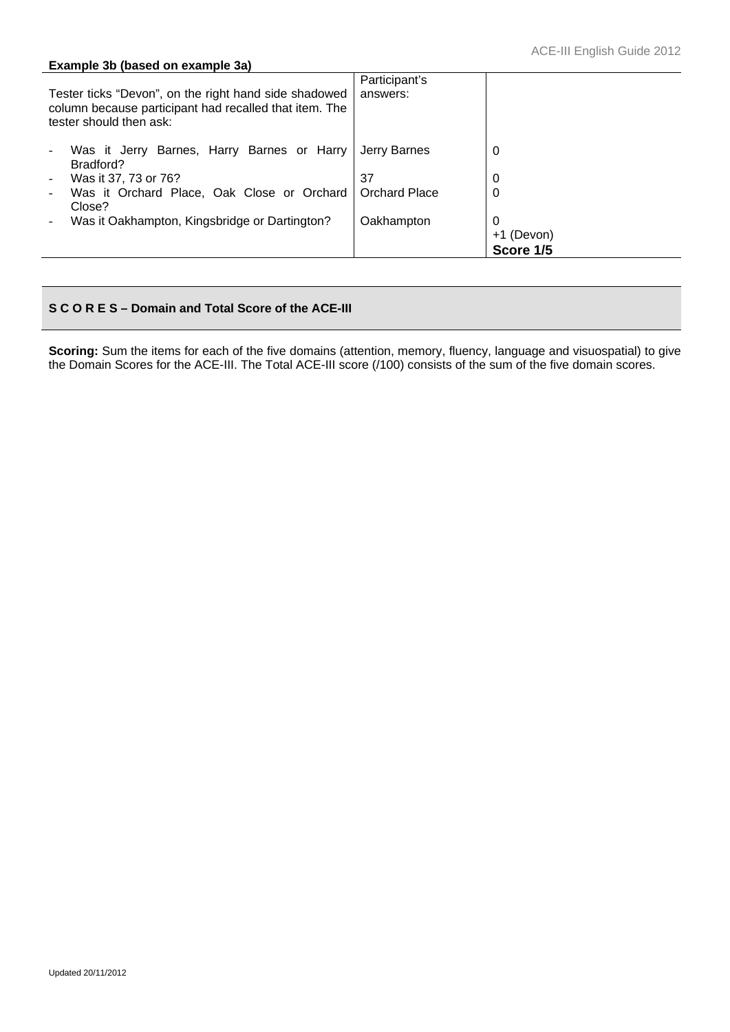**Example 3b (based on example 3a)**

| | | |
|---|---|---|
| Tester ticks "Devon", on the right hand side shadowed column because participant had recalled that item. The tester should then ask: | Participant's answers: | |
| - Was it Jerry Barnes, Harry Barnes or Harry Bradford? | Jerry Barnes | 0 |
| - Was it 37, 73 or 76? | 37 | 0 |
| - Was it Orchard Place, Oak Close or Orchard Close? | Orchard Place | 0 |
| - Was it Oakhampton, Kingsbridge or Dartington? | Oakhampton | 0<br>+1 (Devon)<br>**Score 1/5** |

## S C O R E S – Domain and Total Score of the ACE-III

**Scoring:** Sum the items for each of the five domains (attention, memory, fluency, language and visuospatial) to give the Domain Scores for the ACE-III. The Total ACE-III score (/100) consists of the sum of the five domain scores.